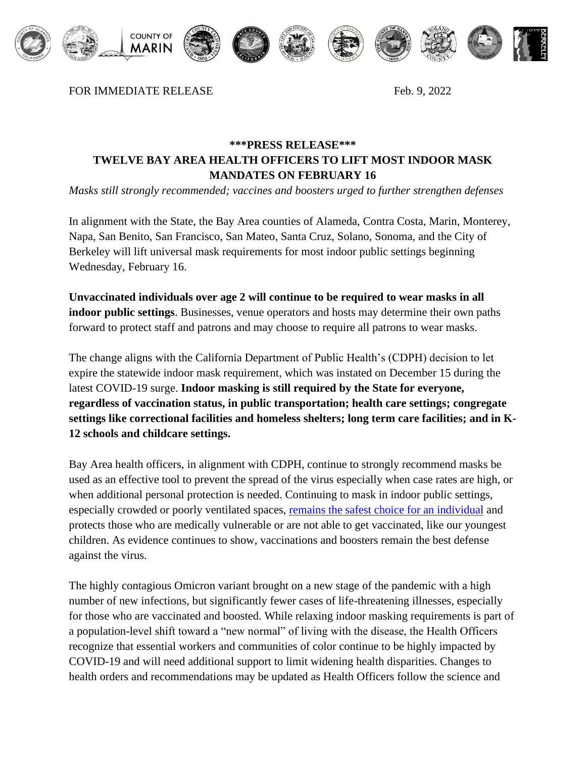FOR IMMEDIATE RELEASE Feb. 9, 2022

**\*\*\*PRESS RELEASE\*\*\***

# TWELVE BAY AREA HEALTH OFFICERS TO LIFT MOST INDOOR MASK MANDATES ON FEBRUARY 16

*Masks still strongly recommended; vaccines and boosters urged to further strengthen defenses*

In alignment with the State, the Bay Area counties of Alameda, Contra Costa, Marin, Monterey, Napa, San Benito, San Francisco, San Mateo, Santa Cruz, Solano, Sonoma, and the City of Berkeley will lift universal mask requirements for most indoor public settings beginning Wednesday, February 16.

**Unvaccinated individuals over age 2 will continue to be required to wear masks in all indoor public settings**. Businesses, venue operators and hosts may determine their own paths forward to protect staff and patrons and may choose to require all patrons to wear masks.

The change aligns with the California Department of Public Health's (CDPH) decision to let expire the statewide indoor mask requirement, which was instated on December 15 during the latest COVID-19 surge. **Indoor masking is still required by the State for everyone, regardless of vaccination status, in public transportation; health care settings; congregate settings like correctional facilities and homeless shelters; long term care facilities; and in K-12 schools and childcare settings.**

Bay Area health officers, in alignment with CDPH, continue to strongly recommend masks be used as an effective tool to prevent the spread of the virus especially when case rates are high, or when additional personal protection is needed. Continuing to mask in indoor public settings, especially crowded or poorly ventilated spaces, remains the safest choice for an individual and protects those who are medically vulnerable or are not able to get vaccinated, like our youngest children. As evidence continues to show, vaccinations and boosters remain the best defense against the virus.

The highly contagious Omicron variant brought on a new stage of the pandemic with a high number of new infections, but significantly fewer cases of life-threatening illnesses, especially for those who are vaccinated and boosted. While relaxing indoor masking requirements is part of a population-level shift toward a "new normal" of living with the disease, the Health Officers recognize that essential workers and communities of color continue to be highly impacted by COVID-19 and will need additional support to limit widening health disparities. Changes to health orders and recommendations may be updated as Health Officers follow the science and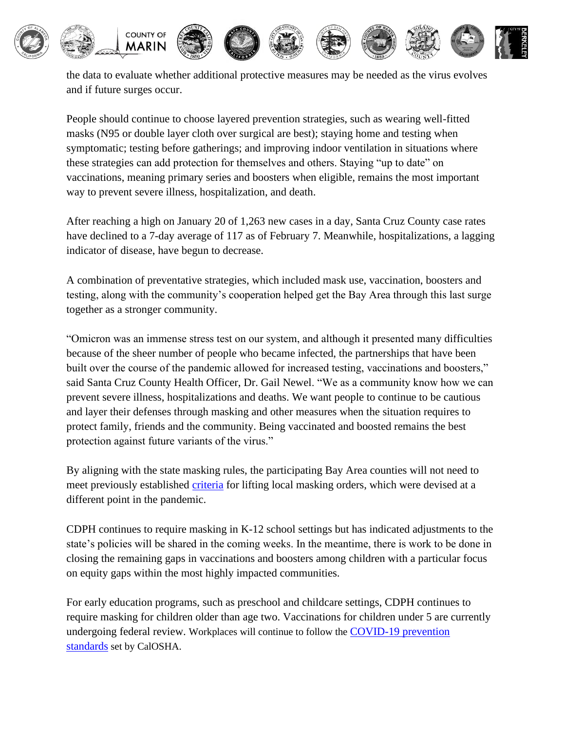the data to evaluate whether additional protective measures may be needed as the virus evolves and if future surges occur.

People should continue to choose layered prevention strategies, such as wearing well-fitted masks (N95 or double layer cloth over surgical are best); staying home and testing when symptomatic; testing before gatherings; and improving indoor ventilation in situations where these strategies can add protection for themselves and others. Staying "up to date" on vaccinations, meaning primary series and boosters when eligible, remains the most important way to prevent severe illness, hospitalization, and death.

After reaching a high on January 20 of 1,263 new cases in a day, Santa Cruz County case rates have declined to a 7-day average of 117 as of February 7. Meanwhile, hospitalizations, a lagging indicator of disease, have begun to decrease.

A combination of preventative strategies, which included mask use, vaccination, boosters and testing, along with the community's cooperation helped get the Bay Area through this last surge together as a stronger community.

"Omicron was an immense stress test on our system, and although it presented many difficulties because of the sheer number of people who became infected, the partnerships that have been built over the course of the pandemic allowed for increased testing, vaccinations and boosters," said Santa Cruz County Health Officer, Dr. Gail Newel. "We as a community know how we can prevent severe illness, hospitalizations and deaths. We want people to continue to be cautious and layer their defenses through masking and other measures when the situation requires to protect family, friends and the community. Being vaccinated and boosted remains the best protection against future variants of the virus."

By aligning with the state masking rules, the participating Bay Area counties will not need to meet previously established [criteria](criteria) for lifting local masking orders, which were devised at a different point in the pandemic.

CDPH continues to require masking in K-12 school settings but has indicated adjustments to the state's policies will be shared in the coming weeks. In the meantime, there is work to be done in closing the remaining gaps in vaccinations and boosters among children with a particular focus on equity gaps within the most highly impacted communities.

For early education programs, such as preschool and childcare settings, CDPH continues to require masking for children older than age two. Vaccinations for children under 5 are currently undergoing federal review. Workplaces will continue to follow the [COVID-19 prevention standards](COVID-19 prevention standards) set by CalOSHA.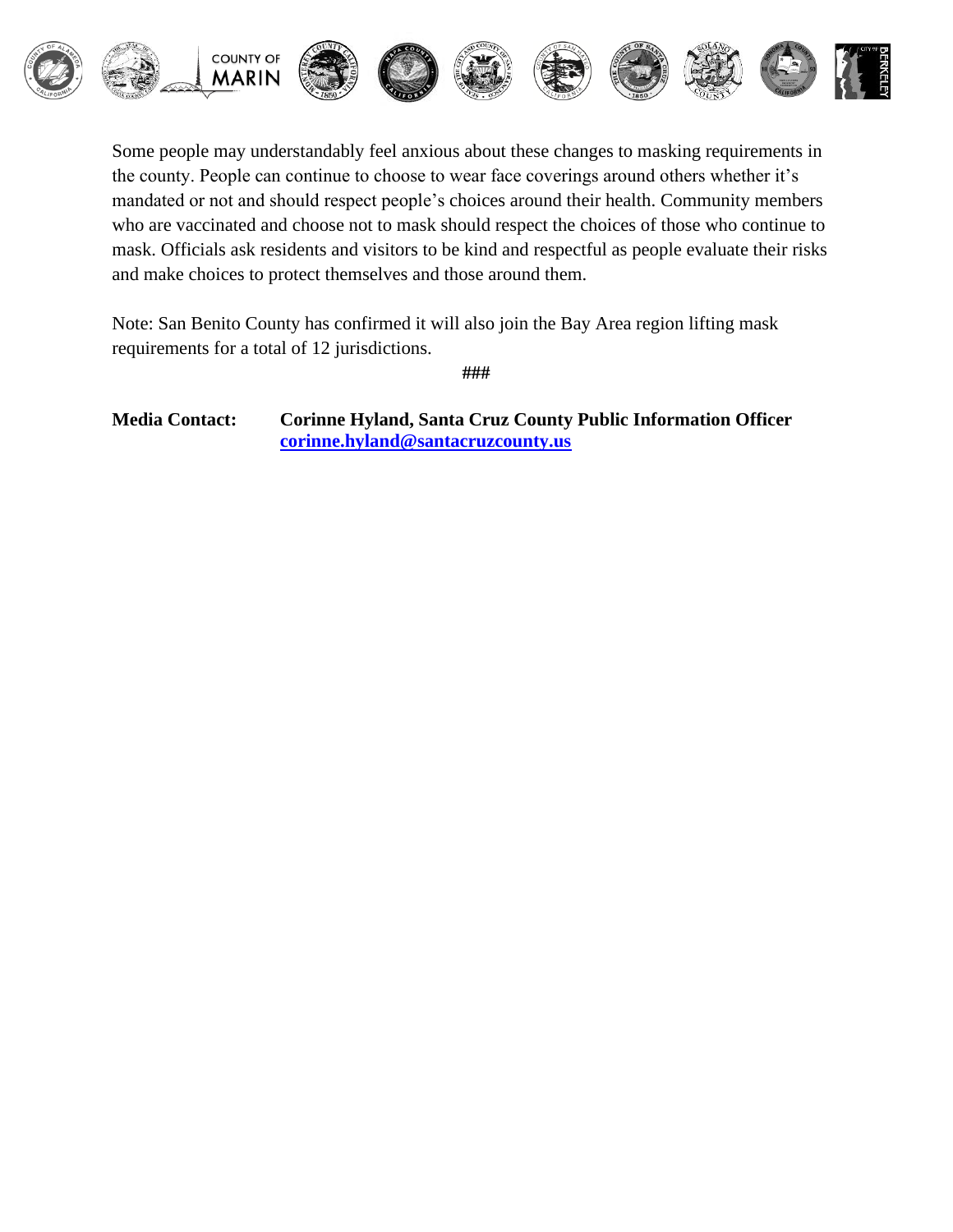Some people may understandably feel anxious about these changes to masking requirements in the county. People can continue to choose to wear face coverings around others whether it's mandated or not and should respect people's choices around their health. Community members who are vaccinated and choose not to mask should respect the choices of those who continue to mask. Officials ask residents and visitors to be kind and respectful as people evaluate their risks and make choices to protect themselves and those around them.

Note: San Benito County has confirmed it will also join the Bay Area region lifting mask requirements for a total of 12 jurisdictions.

###

**Media Contact:** **Corinne Hyland, Santa Cruz County Public Information Officer**
**corinne.hyland@santacruzcounty.us**